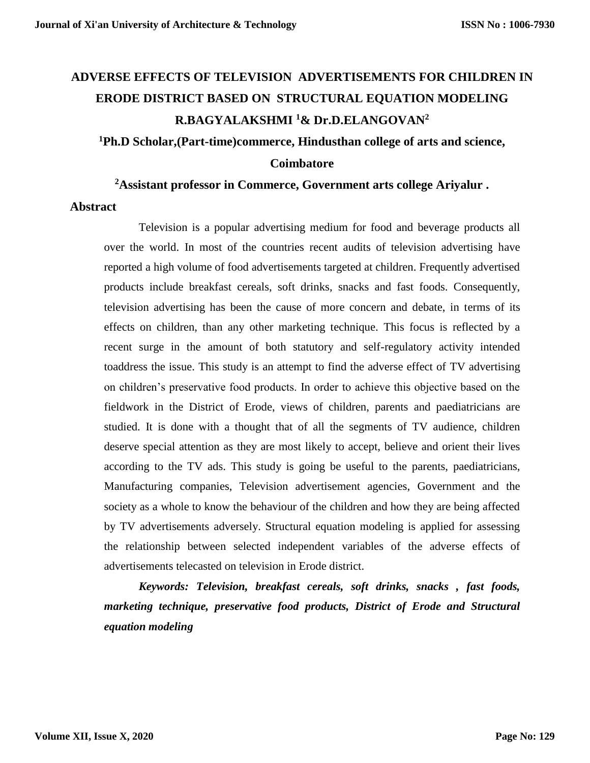# ADVERSE EFFECTS OF TELEVISION ADVERTISEMENTS FOR CHILDREN IN ERODE DISTRICT BASED ON STRUCTURAL EQUATION MODELING

**R.BAGYALAKSHMI [1]& Dr.D.ELANGOVAN[2]**

**[1]Ph.D Scholar,(Part-time)commerce, Hindusthan college of arts and science, Coimbatore**

**[2]Assistant professor in Commerce, Government arts college Ariyalur .**

## Abstract

Television is a popular advertising medium for food and beverage products all over the world. In most of the countries recent audits of television advertising have reported a high volume of food advertisements targeted at children. Frequently advertised products include breakfast cereals, soft drinks, snacks and fast foods. Consequently, television advertising has been the cause of more concern and debate, in terms of its effects on children, than any other marketing technique. This focus is reflected by a recent surge in the amount of both statutory and self-regulatory activity intended toaddress the issue. This study is an attempt to find the adverse effect of TV advertising on children's preservative food products. In order to achieve this objective based on the fieldwork in the District of Erode, views of children, parents and paediatricians are studied. It is done with a thought that of all the segments of TV audience, children deserve special attention as they are most likely to accept, believe and orient their lives according to the TV ads. This study is going be useful to the parents, paediatricians, Manufacturing companies, Television advertisement agencies, Government and the society as a whole to know the behaviour of the children and how they are being affected by TV advertisements adversely. Structural equation modeling is applied for assessing the relationship between selected independent variables of the adverse effects of advertisements telecasted on television in Erode district.

***Keywords: Television, breakfast cereals, soft drinks, snacks , fast foods, marketing technique, preservative food products, District of Erode and Structural equation modeling***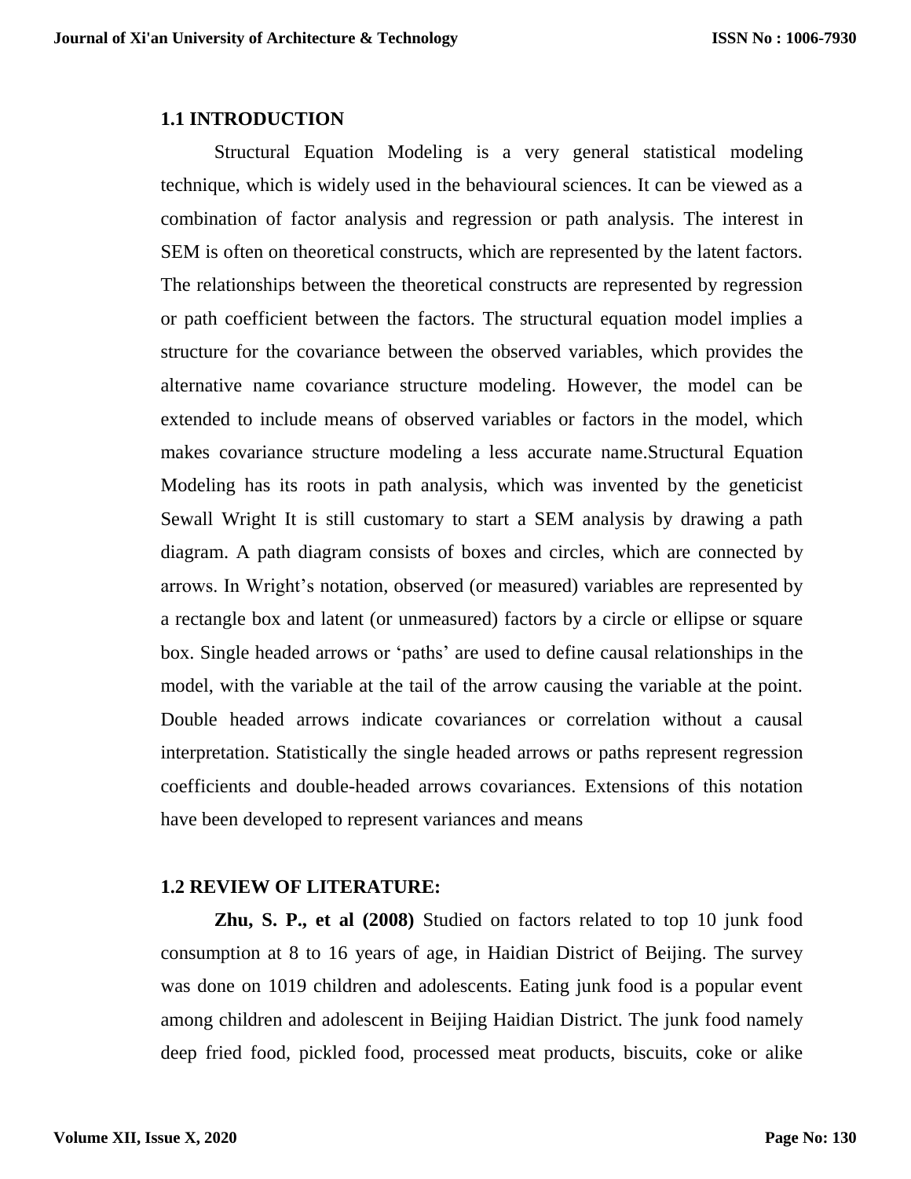### 1.1 INTRODUCTION

Structural Equation Modeling is a very general statistical modeling technique, which is widely used in the behavioural sciences. It can be viewed as a combination of factor analysis and regression or path analysis. The interest in SEM is often on theoretical constructs, which are represented by the latent factors. The relationships between the theoretical constructs are represented by regression or path coefficient between the factors. The structural equation model implies a structure for the covariance between the observed variables, which provides the alternative name covariance structure modeling. However, the model can be extended to include means of observed variables or factors in the model, which makes covariance structure modeling a less accurate name.Structural Equation Modeling has its roots in path analysis, which was invented by the geneticist Sewall Wright It is still customary to start a SEM analysis by drawing a path diagram. A path diagram consists of boxes and circles, which are connected by arrows. In Wright's notation, observed (or measured) variables are represented by a rectangle box and latent (or unmeasured) factors by a circle or ellipse or square box. Single headed arrows or 'paths' are used to define causal relationships in the model, with the variable at the tail of the arrow causing the variable at the point. Double headed arrows indicate covariances or correlation without a causal interpretation. Statistically the single headed arrows or paths represent regression coefficients and double-headed arrows covariances. Extensions of this notation have been developed to represent variances and means

### 1.2 REVIEW OF LITERATURE:

**Zhu, S. P., et al (2008)** Studied on factors related to top 10 junk food consumption at 8 to 16 years of age, in Haidian District of Beijing. The survey was done on 1019 children and adolescents. Eating junk food is a popular event among children and adolescent in Beijing Haidian District. The junk food namely deep fried food, pickled food, processed meat products, biscuits, coke or alike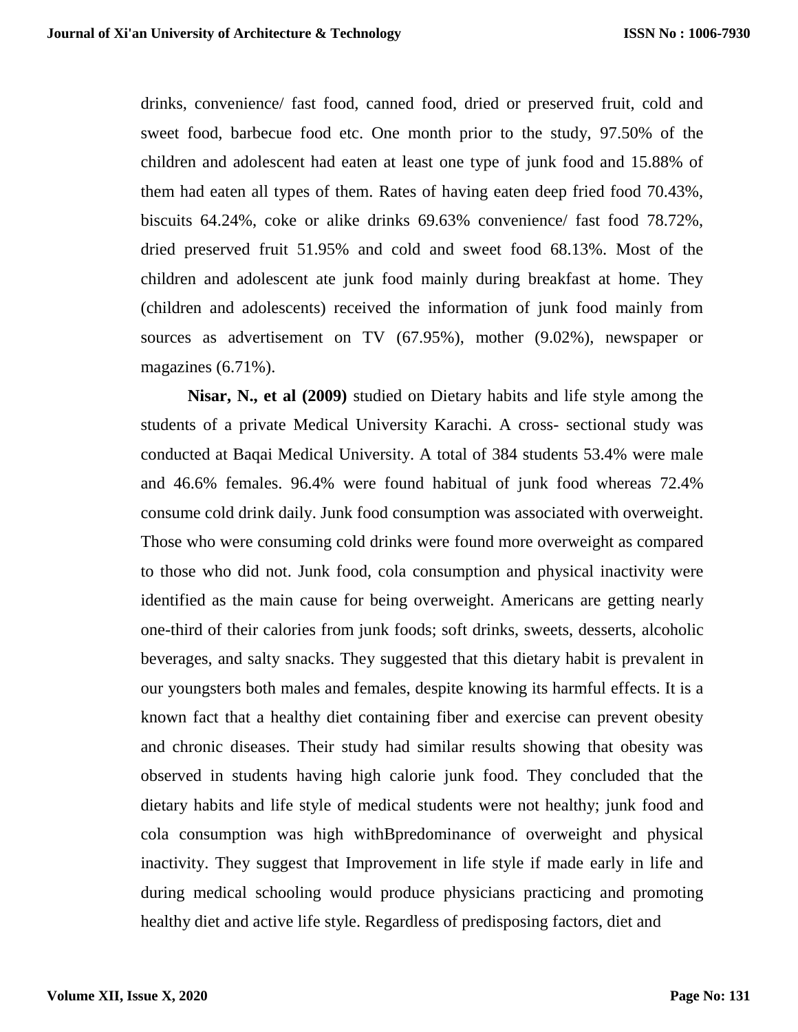drinks, convenience/ fast food, canned food, dried or preserved fruit, cold and sweet food, barbecue food etc. One month prior to the study, 97.50% of the children and adolescent had eaten at least one type of junk food and 15.88% of them had eaten all types of them. Rates of having eaten deep fried food 70.43%, biscuits 64.24%, coke or alike drinks 69.63% convenience/ fast food 78.72%, dried preserved fruit 51.95% and cold and sweet food 68.13%. Most of the children and adolescent ate junk food mainly during breakfast at home. They (children and adolescents) received the information of junk food mainly from sources as advertisement on TV (67.95%), mother (9.02%), newspaper or magazines (6.71%).

**Nisar, N., et al (2009)** studied on Dietary habits and life style among the students of a private Medical University Karachi. A cross- sectional study was conducted at Baqai Medical University. A total of 384 students 53.4% were male and 46.6% females. 96.4% were found habitual of junk food whereas 72.4% consume cold drink daily. Junk food consumption was associated with overweight. Those who were consuming cold drinks were found more overweight as compared to those who did not. Junk food, cola consumption and physical inactivity were identified as the main cause for being overweight. Americans are getting nearly one-third of their calories from junk foods; soft drinks, sweets, desserts, alcoholic beverages, and salty snacks. They suggested that this dietary habit is prevalent in our youngsters both males and females, despite knowing its harmful effects. It is a known fact that a healthy diet containing fiber and exercise can prevent obesity and chronic diseases. Their study had similar results showing that obesity was observed in students having high calorie junk food. They concluded that the dietary habits and life style of medical students were not healthy; junk food and cola consumption was high withBpredominance of overweight and physical inactivity. They suggest that Improvement in life style if made early in life and during medical schooling would produce physicians practicing and promoting healthy diet and active life style. Regardless of predisposing factors, diet and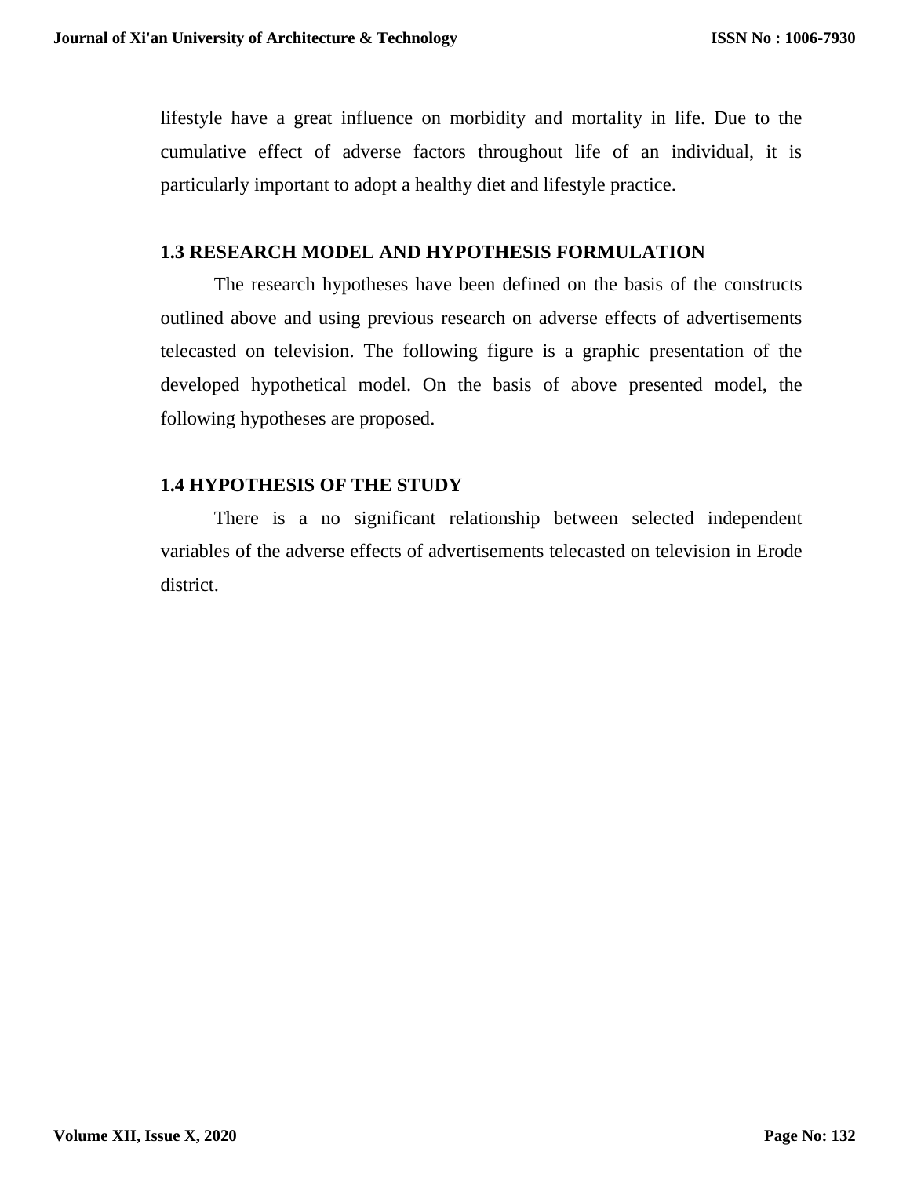lifestyle have a great influence on morbidity and mortality in life. Due to the cumulative effect of adverse factors throughout life of an individual, it is particularly important to adopt a healthy diet and lifestyle practice.

## 1.3 RESEARCH MODEL AND HYPOTHESIS FORMULATION

The research hypotheses have been defined on the basis of the constructs outlined above and using previous research on adverse effects of advertisements telecasted on television. The following figure is a graphic presentation of the developed hypothetical model. On the basis of above presented model, the following hypotheses are proposed.

## 1.4 HYPOTHESIS OF THE STUDY

There is a no significant relationship between selected independent variables of the adverse effects of advertisements telecasted on television in Erode district.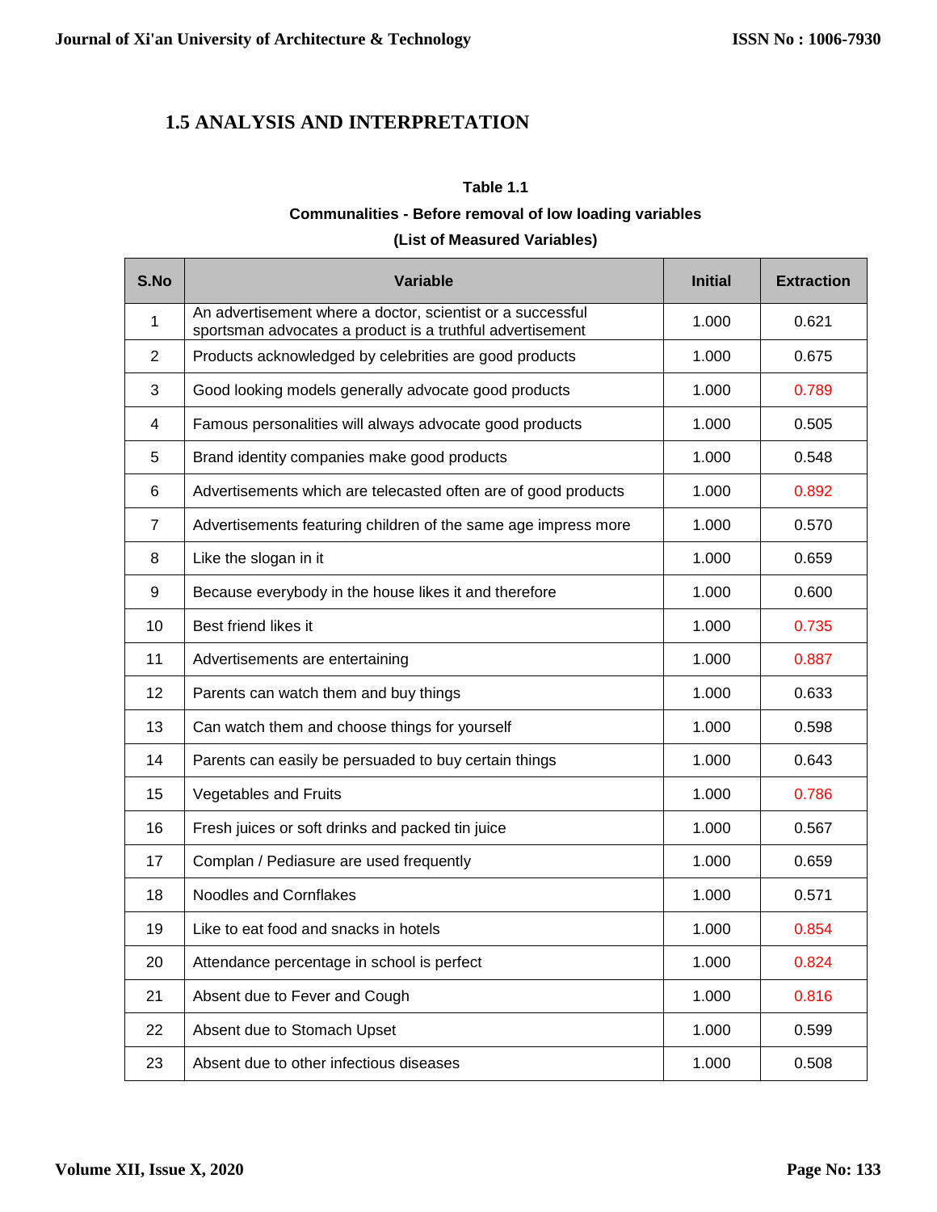## 1.5 ANALYSIS AND INTERPRETATION

**Table 1.1**

**Communalities - Before removal of low loading variables**

**(List of Measured Variables)**

| S.No | Variable | Initial | Extraction |
|---|---|---|---|
| 1 | An advertisement where a doctor, scientist or a successful sportsman advocates a product is a truthful advertisement | 1.000 | 0.621 |
| 2 | Products acknowledged by celebrities are good products | 1.000 | 0.675 |
| 3 | Good looking models generally advocate good products | 1.000 | 0.789 |
| 4 | Famous personalities will always advocate good products | 1.000 | 0.505 |
| 5 | Brand identity companies make good products | 1.000 | 0.548 |
| 6 | Advertisements which are telecasted often are of good products | 1.000 | 0.892 |
| 7 | Advertisements featuring children of the same age impress more | 1.000 | 0.570 |
| 8 | Like the slogan in it | 1.000 | 0.659 |
| 9 | Because everybody in the house likes it and therefore | 1.000 | 0.600 |
| 10 | Best friend likes it | 1.000 | 0.735 |
| 11 | Advertisements are entertaining | 1.000 | 0.887 |
| 12 | Parents can watch them and buy things | 1.000 | 0.633 |
| 13 | Can watch them and choose things for yourself | 1.000 | 0.598 |
| 14 | Parents can easily be persuaded to buy certain things | 1.000 | 0.643 |
| 15 | Vegetables and Fruits | 1.000 | 0.786 |
| 16 | Fresh juices or soft drinks and packed tin juice | 1.000 | 0.567 |
| 17 | Complan / Pediasure are used frequently | 1.000 | 0.659 |
| 18 | Noodles and Cornflakes | 1.000 | 0.571 |
| 19 | Like to eat food and snacks in hotels | 1.000 | 0.854 |
| 20 | Attendance percentage in school is perfect | 1.000 | 0.824 |
| 21 | Absent due to Fever and Cough | 1.000 | 0.816 |
| 22 | Absent due to Stomach Upset | 1.000 | 0.599 |
| 23 | Absent due to other infectious diseases | 1.000 | 0.508 |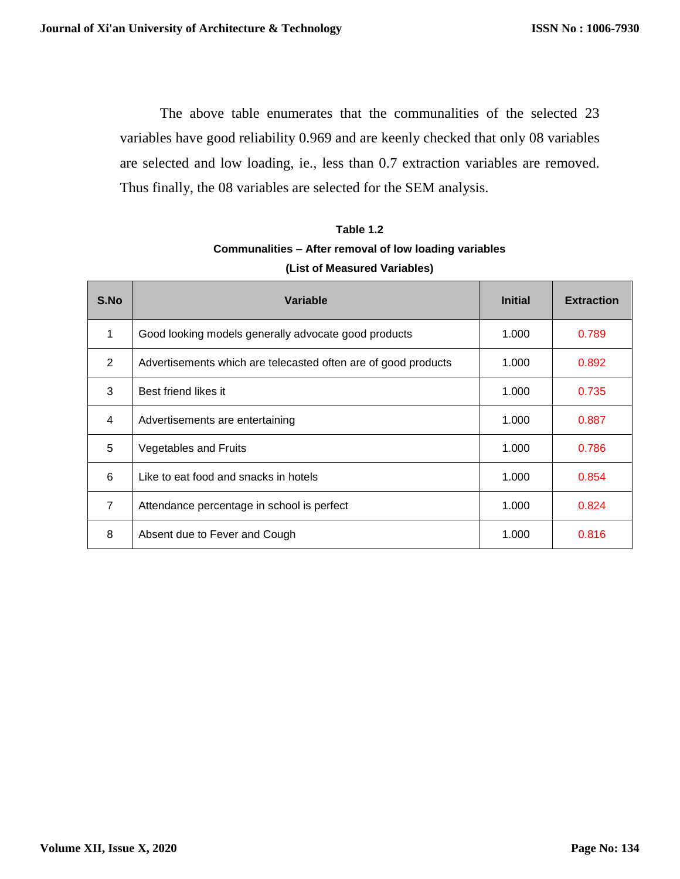The above table enumerates that the communalities of the selected 23 variables have good reliability 0.969 and are keenly checked that only 08 variables are selected and low loading, ie., less than 0.7 extraction variables are removed. Thus finally, the 08 variables are selected for the SEM analysis.

**Table 1.2**

**Communalities – After removal of low loading variables**

**(List of Measured Variables)**

| S.No | Variable | Initial | Extraction |
|---|---|---|---|
| 1 | Good looking models generally advocate good products | 1.000 | 0.789 |
| 2 | Advertisements which are telecasted often are of good products | 1.000 | 0.892 |
| 3 | Best friend likes it | 1.000 | 0.735 |
| 4 | Advertisements are entertaining | 1.000 | 0.887 |
| 5 | Vegetables and Fruits | 1.000 | 0.786 |
| 6 | Like to eat food and snacks in hotels | 1.000 | 0.854 |
| 7 | Attendance percentage in school is perfect | 1.000 | 0.824 |
| 8 | Absent due to Fever and Cough | 1.000 | 0.816 |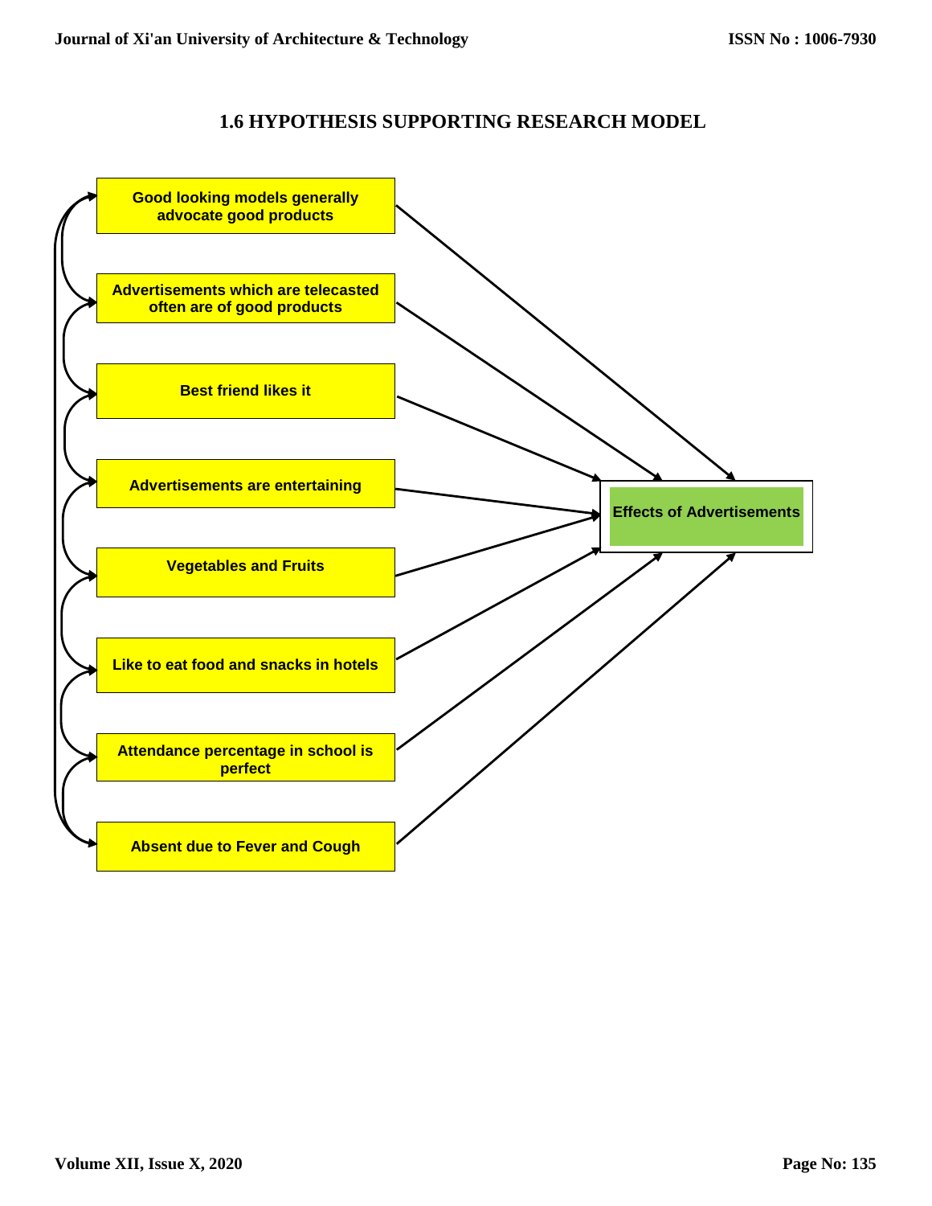## 1.6 HYPOTHESIS SUPPORTING RESEARCH MODEL

Good looking models generally advocate good products

Advertisements which are telecasted often are of good products

Best friend likes it

Advertisements are entertaining

Vegetables and Fruits

Like to eat food and snacks in hotels

Attendance percentage in school is perfect

Absent due to Fever and Cough

Effects of Advertisements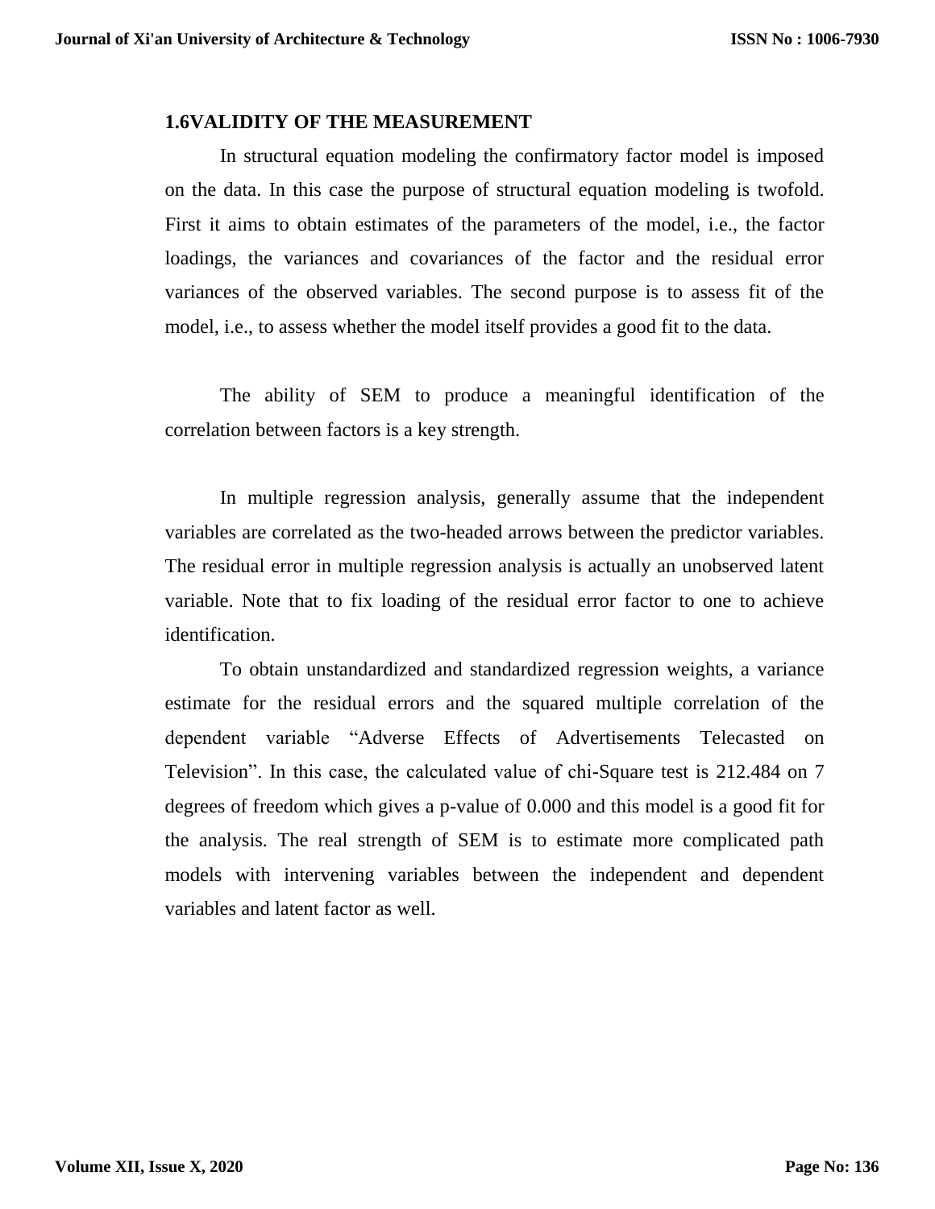### 1.6VALIDITY OF THE MEASUREMENT

In structural equation modeling the confirmatory factor model is imposed on the data. In this case the purpose of structural equation modeling is twofold. First it aims to obtain estimates of the parameters of the model, i.e., the factor loadings, the variances and covariances of the factor and the residual error variances of the observed variables. The second purpose is to assess fit of the model, i.e., to assess whether the model itself provides a good fit to the data.

The ability of SEM to produce a meaningful identification of the correlation between factors is a key strength.

In multiple regression analysis, generally assume that the independent variables are correlated as the two-headed arrows between the predictor variables. The residual error in multiple regression analysis is actually an unobserved latent variable. Note that to fix loading of the residual error factor to one to achieve identification.

To obtain unstandardized and standardized regression weights, a variance estimate for the residual errors and the squared multiple correlation of the dependent variable “Adverse Effects of Advertisements Telecasted on Television”. In this case, the calculated value of chi-Square test is 212.484 on 7 degrees of freedom which gives a p-value of 0.000 and this model is a good fit for the analysis. The real strength of SEM is to estimate more complicated path models with intervening variables between the independent and dependent variables and latent factor as well.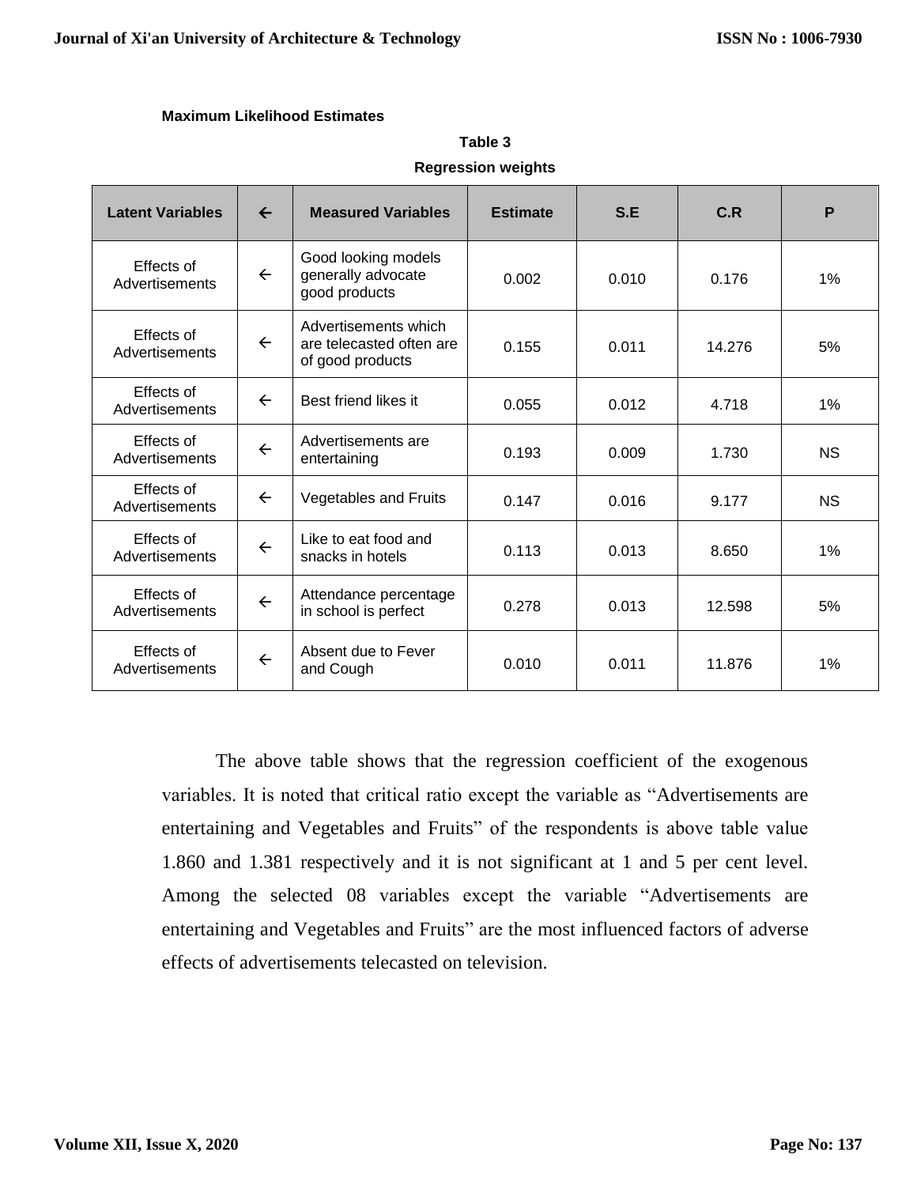**Maximum Likelihood Estimates**

**Table 3**

**Regression weights**

| Latent Variables | ← | Measured Variables | Estimate | S.E | C.R | P |
|---|---|---|---|---|---|---|
| Effects of Advertisements | ← | Good looking models generally advocate good products | 0.002 | 0.010 | 0.176 | 1% |
| Effects of Advertisements | ← | Advertisements which are telecasted often are of good products | 0.155 | 0.011 | 14.276 | 5% |
| Effects of Advertisements | ← | Best friend likes it | 0.055 | 0.012 | 4.718 | 1% |
| Effects of Advertisements | ← | Advertisements are entertaining | 0.193 | 0.009 | 1.730 | NS |
| Effects of Advertisements | ← | Vegetables and Fruits | 0.147 | 0.016 | 9.177 | NS |
| Effects of Advertisements | ← | Like to eat food and snacks in hotels | 0.113 | 0.013 | 8.650 | 1% |
| Effects of Advertisements | ← | Attendance percentage in school is perfect | 0.278 | 0.013 | 12.598 | 5% |
| Effects of Advertisements | ← | Absent due to Fever and Cough | 0.010 | 0.011 | 11.876 | 1% |

The above table shows that the regression coefficient of the exogenous variables. It is noted that critical ratio except the variable as "Advertisements are entertaining and Vegetables and Fruits" of the respondents is above table value 1.860 and 1.381 respectively and it is not significant at 1 and 5 per cent level. Among the selected 08 variables except the variable "Advertisements are entertaining and Vegetables and Fruits" are the most influenced factors of adverse effects of advertisements telecasted on television.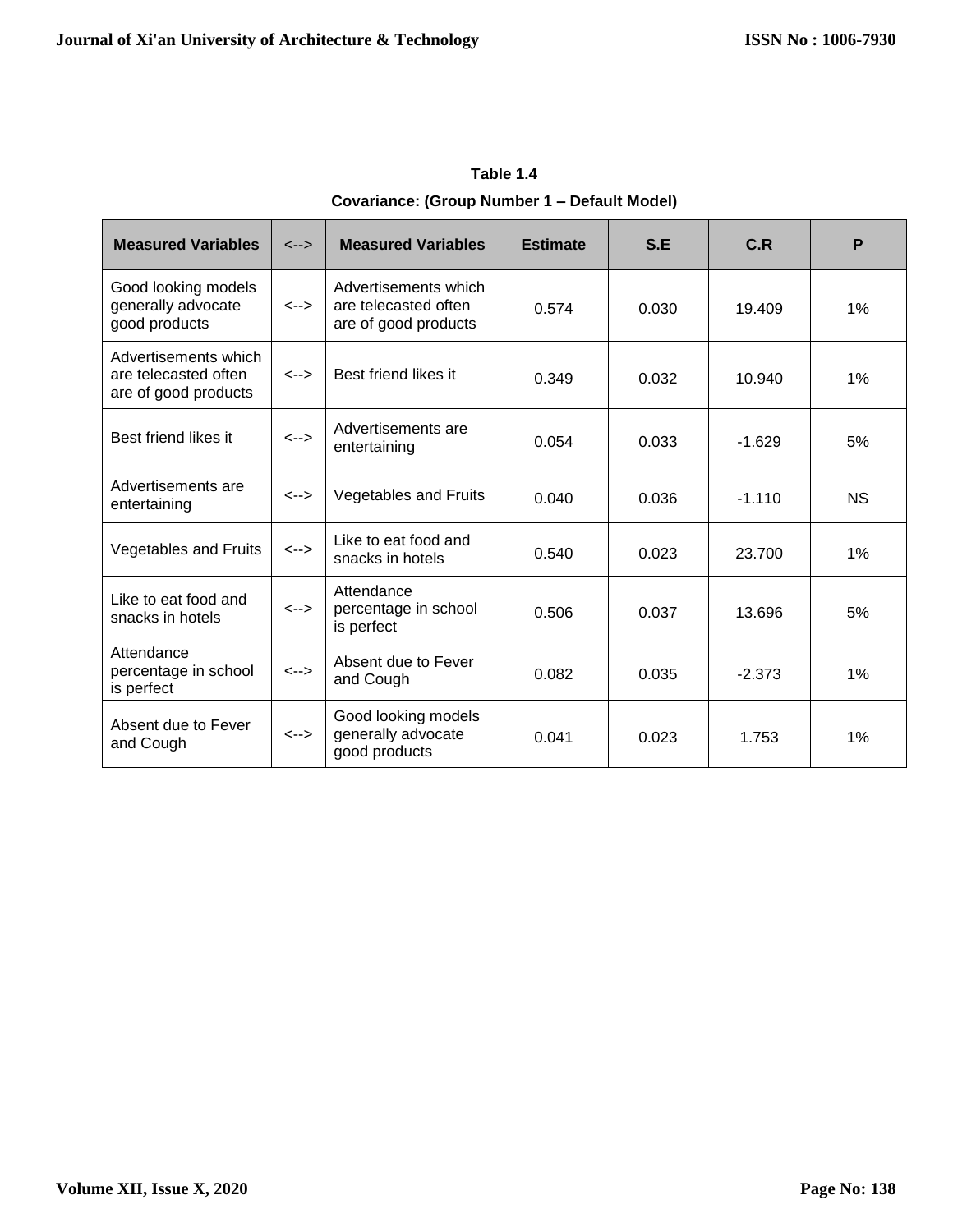**Table 1.4**

**Covariance: (Group Number 1 – Default Model)**

| Measured Variables | <--> | Measured Variables | Estimate | S.E | C.R | P |
|---|---|---|---|---|---|---|
| Good looking models generally advocate good products | <--> | Advertisements which are telecasted often are of good products | 0.574 | 0.030 | 19.409 | 1% |
| Advertisements which are telecasted often are of good products | <--> | Best friend likes it | 0.349 | 0.032 | 10.940 | 1% |
| Best friend likes it | <--> | Advertisements are entertaining | 0.054 | 0.033 | -1.629 | 5% |
| Advertisements are entertaining | <--> | Vegetables and Fruits | 0.040 | 0.036 | -1.110 | NS |
| Vegetables and Fruits | <--> | Like to eat food and snacks in hotels | 0.540 | 0.023 | 23.700 | 1% |
| Like to eat food and snacks in hotels | <--> | Attendance percentage in school is perfect | 0.506 | 0.037 | 13.696 | 5% |
| Attendance percentage in school is perfect | <--> | Absent due to Fever and Cough | 0.082 | 0.035 | -2.373 | 1% |
| Absent due to Fever and Cough | <--> | Good looking models generally advocate good products | 0.041 | 0.023 | 1.753 | 1% |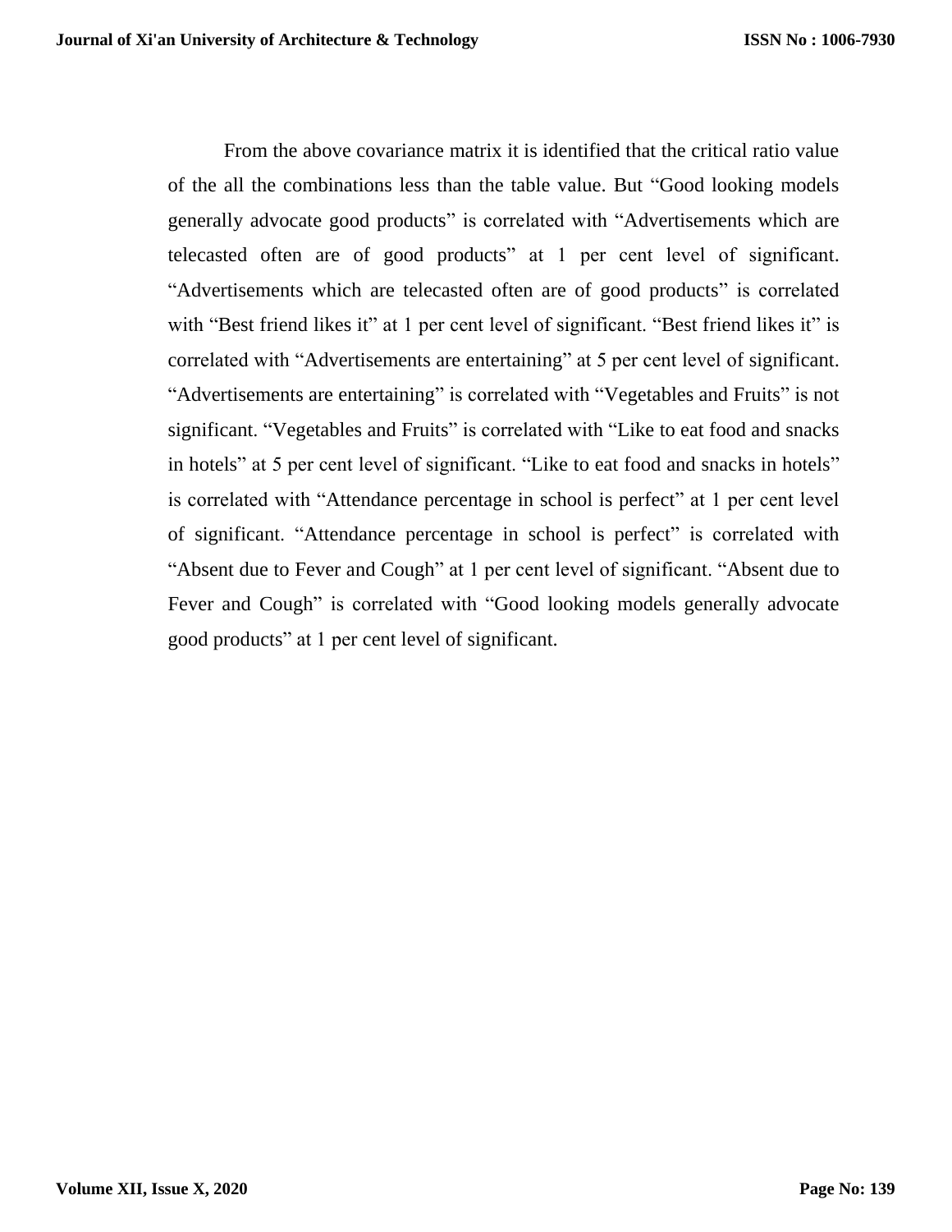From the above covariance matrix it is identified that the critical ratio value of the all the combinations less than the table value. But “Good looking models generally advocate good products” is correlated with “Advertisements which are telecasted often are of good products” at 1 per cent level of significant. “Advertisements which are telecasted often are of good products” is correlated with “Best friend likes it” at 1 per cent level of significant. “Best friend likes it” is correlated with “Advertisements are entertaining” at 5 per cent level of significant. “Advertisements are entertaining” is correlated with “Vegetables and Fruits” is not significant. “Vegetables and Fruits” is correlated with “Like to eat food and snacks in hotels” at 5 per cent level of significant. “Like to eat food and snacks in hotels” is correlated with “Attendance percentage in school is perfect” at 1 per cent level of significant. “Attendance percentage in school is perfect” is correlated with “Absent due to Fever and Cough” at 1 per cent level of significant. “Absent due to Fever and Cough” is correlated with “Good looking models generally advocate good products” at 1 per cent level of significant.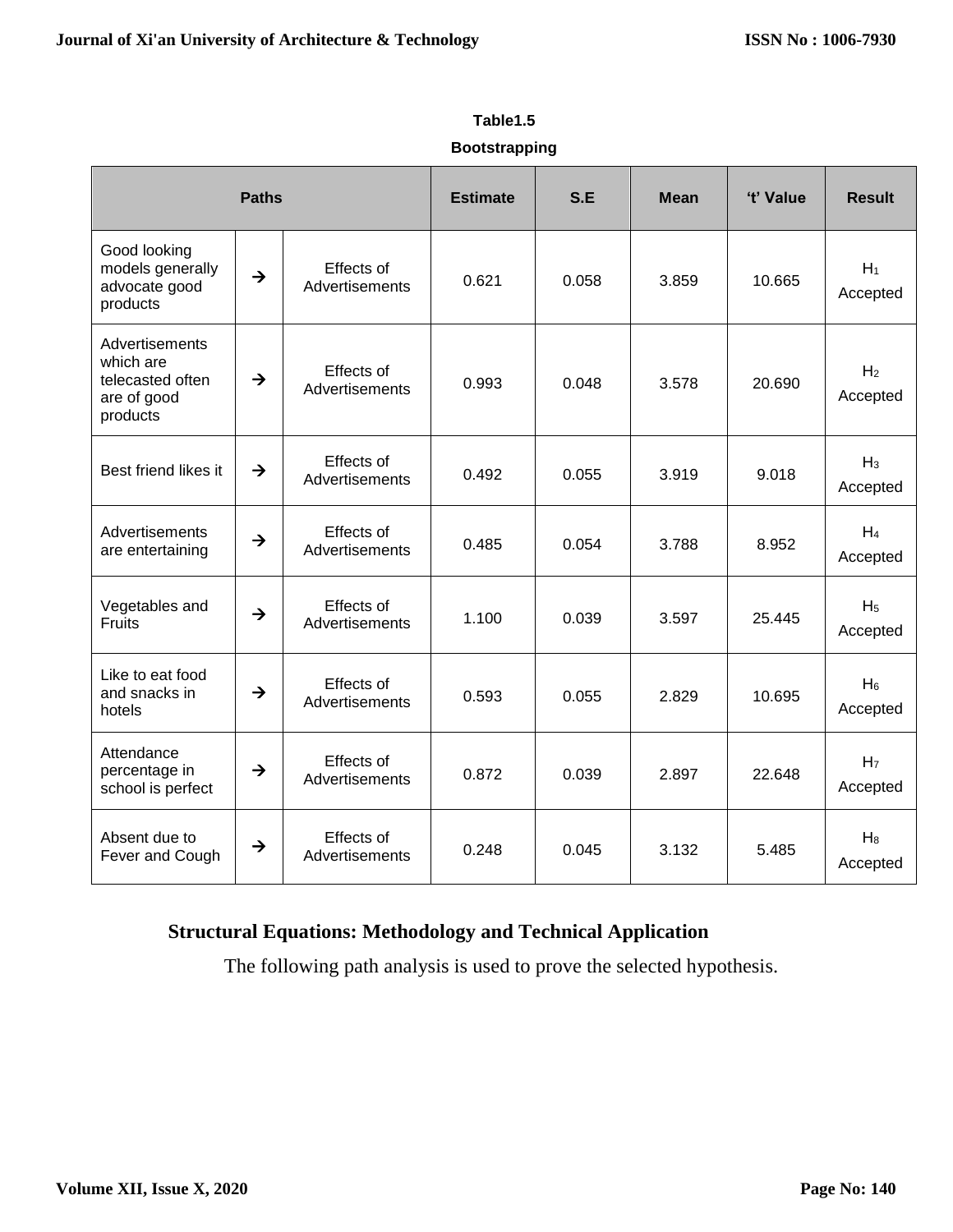**Table1.5**

**Bootstrapping**

| Paths | | | Estimate | S.E | Mean | 't' Value | Result |
|---|---|---|---|---|---|---|---|
| Good looking models generally advocate good products | → | Effects of Advertisements | 0.621 | 0.058 | 3.859 | 10.665 | $H_1$ Accepted |
| Advertisements which are telecasted often are of good products | → | Effects of Advertisements | 0.993 | 0.048 | 3.578 | 20.690 | $H_2$ Accepted |
| Best friend likes it | → | Effects of Advertisements | 0.492 | 0.055 | 3.919 | 9.018 | $H_3$ Accepted |
| Advertisements are entertaining | → | Effects of Advertisements | 0.485 | 0.054 | 3.788 | 8.952 | $H_4$ Accepted |
| Vegetables and Fruits | → | Effects of Advertisements | 1.100 | 0.039 | 3.597 | 25.445 | $H_5$ Accepted |
| Like to eat food and snacks in hotels | → | Effects of Advertisements | 0.593 | 0.055 | 2.829 | 10.695 | $H_6$ Accepted |
| Attendance percentage in school is perfect | → | Effects of Advertisements | 0.872 | 0.039 | 2.897 | 22.648 | $H_7$ Accepted |
| Absent due to Fever and Cough | → | Effects of Advertisements | 0.248 | 0.045 | 3.132 | 5.485 | $H_8$ Accepted |

## Structural Equations: Methodology and Technical Application

The following path analysis is used to prove the selected hypothesis.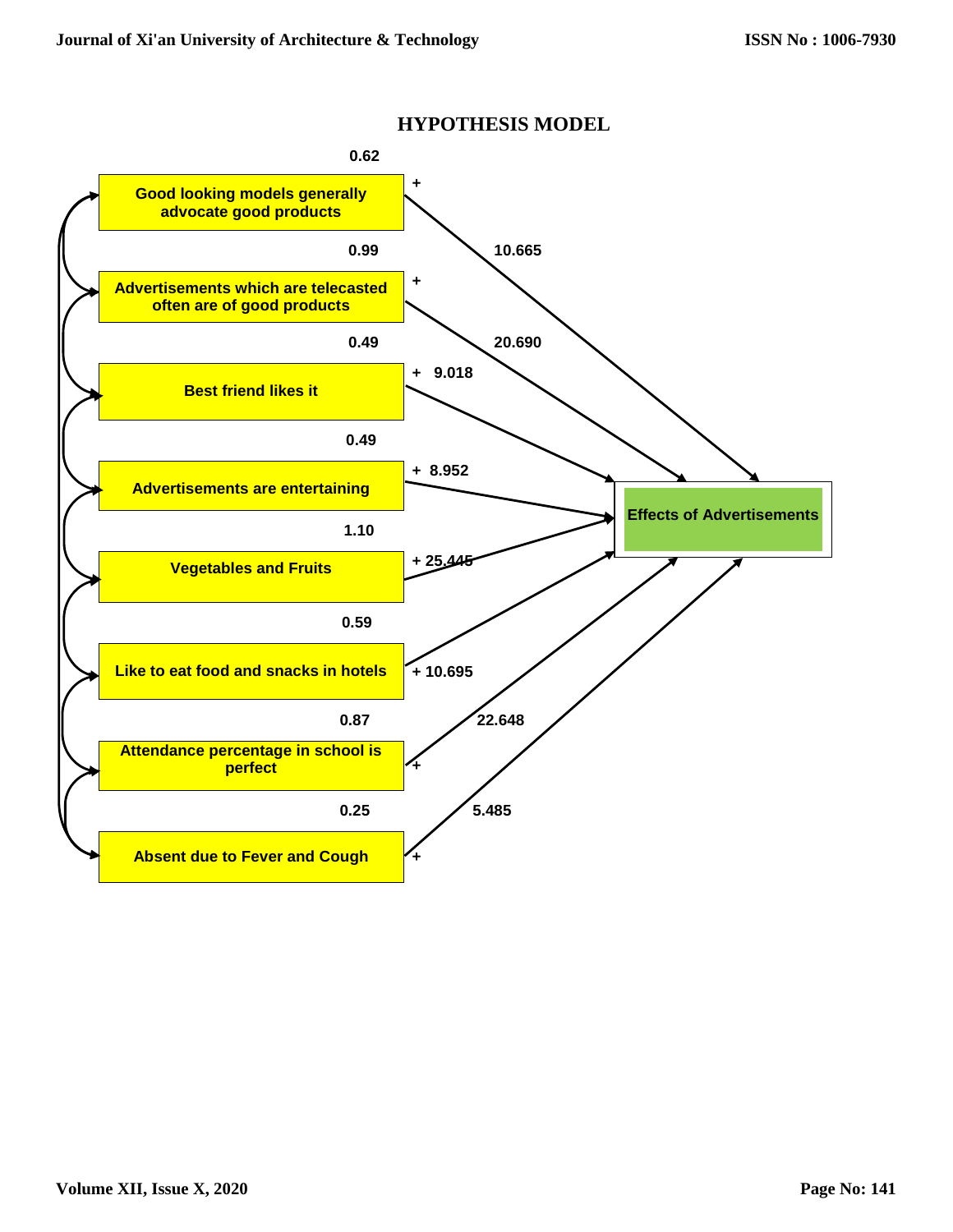## HYPOTHESIS MODEL

| Variable | Value above box | Path coefficient to Effects of Advertisements |
|---|---|---|
| Good looking models generally advocate good products | 0.62 | + 10.665 |
| Advertisements which are telecasted often are of good products | 0.99 | + 20.690 |
| Best friend likes it | 0.49 | + 9.018 |
| Advertisements are entertaining | 0.49 | + 8.952 |
| Vegetables and Fruits | 1.10 | + 25.445 |
| Like to eat food and snacks in hotels | 0.59 | + 10.695 |
| Attendance percentage in school is perfect | 0.87 | + 22.648 |
| Absent due to Fever and Cough | 0.25 | + 5.485 |

Effects of Advertisements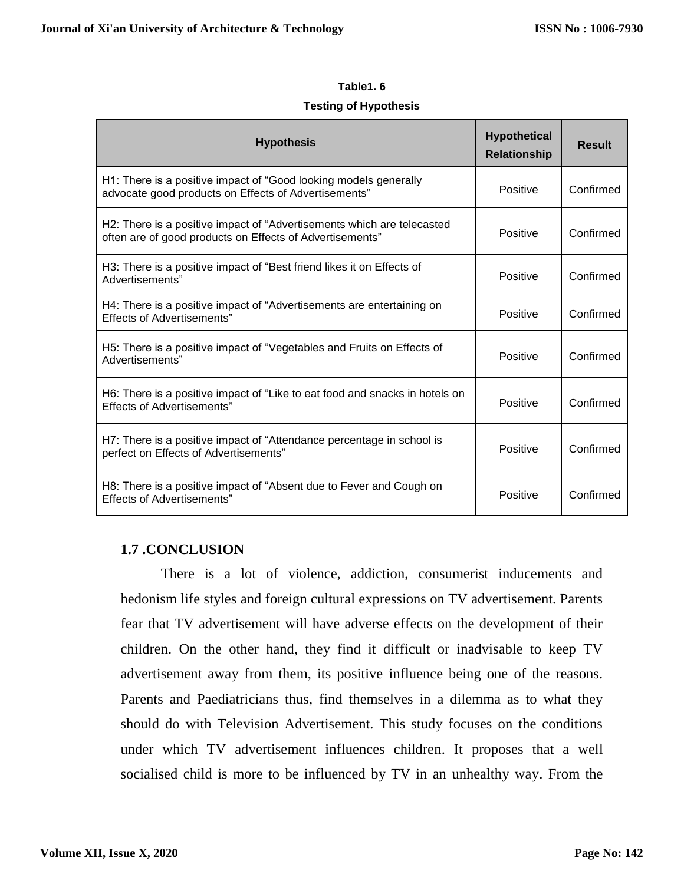**Table1. 6**

**Testing of Hypothesis**

| Hypothesis | Hypothetical Relationship | Result |
|---|---|---|
| H1: There is a positive impact of "Good looking models generally advocate good products on Effects of Advertisements" | Positive | Confirmed |
| H2: There is a positive impact of "Advertisements which are telecasted often are of good products on Effects of Advertisements" | Positive | Confirmed |
| H3: There is a positive impact of "Best friend likes it on Effects of Advertisements" | Positive | Confirmed |
| H4: There is a positive impact of "Advertisements are entertaining on Effects of Advertisements" | Positive | Confirmed |
| H5: There is a positive impact of "Vegetables and Fruits on Effects of Advertisements" | Positive | Confirmed |
| H6: There is a positive impact of "Like to eat food and snacks in hotels on Effects of Advertisements" | Positive | Confirmed |
| H7: There is a positive impact of "Attendance percentage in school is perfect on Effects of Advertisements" | Positive | Confirmed |
| H8: There is a positive impact of "Absent due to Fever and Cough on Effects of Advertisements" | Positive | Confirmed |

## 1.7 .CONCLUSION

There is a lot of violence, addiction, consumerist inducements and hedonism life styles and foreign cultural expressions on TV advertisement. Parents fear that TV advertisement will have adverse effects on the development of their children. On the other hand, they find it difficult or inadvisable to keep TV advertisement away from them, its positive influence being one of the reasons. Parents and Paediatricians thus, find themselves in a dilemma as to what they should do with Television Advertisement. This study focuses on the conditions under which TV advertisement influences children. It proposes that a well socialised child is more to be influenced by TV in an unhealthy way. From the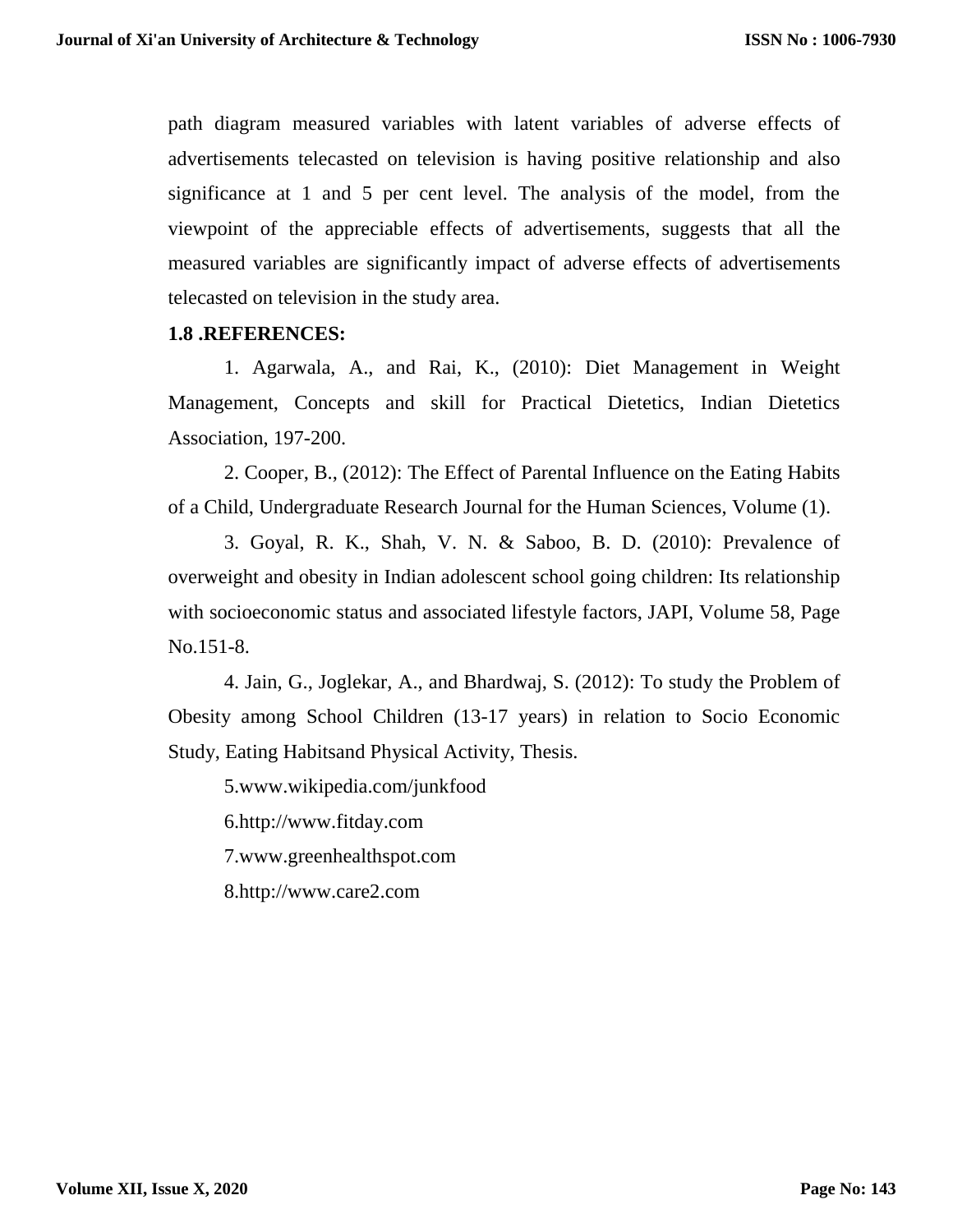path diagram measured variables with latent variables of adverse effects of advertisements telecasted on television is having positive relationship and also significance at 1 and 5 per cent level. The analysis of the model, from the viewpoint of the appreciable effects of advertisements, suggests that all the measured variables are significantly impact of adverse effects of advertisements telecasted on television in the study area.

## 1.8 .REFERENCES:

1. Agarwala, A., and Rai, K., (2010): Diet Management in Weight Management, Concepts and skill for Practical Dietetics, Indian Dietetics Association, 197-200.

2. Cooper, B., (2012): The Effect of Parental Influence on the Eating Habits of a Child, Undergraduate Research Journal for the Human Sciences, Volume (1).

3. Goyal, R. K., Shah, V. N. & Saboo, B. D. (2010): Prevalence of overweight and obesity in Indian adolescent school going children: Its relationship with socioeconomic status and associated lifestyle factors, JAPI, Volume 58, Page No.151-8.

4. Jain, G., Joglekar, A., and Bhardwaj, S. (2012): To study the Problem of Obesity among School Children (13-17 years) in relation to Socio Economic Study, Eating Habitsand Physical Activity, Thesis.

5.www.wikipedia.com/junkfood

6.http://www.fitday.com

7.www.greenhealthspot.com

8.http://www.care2.com